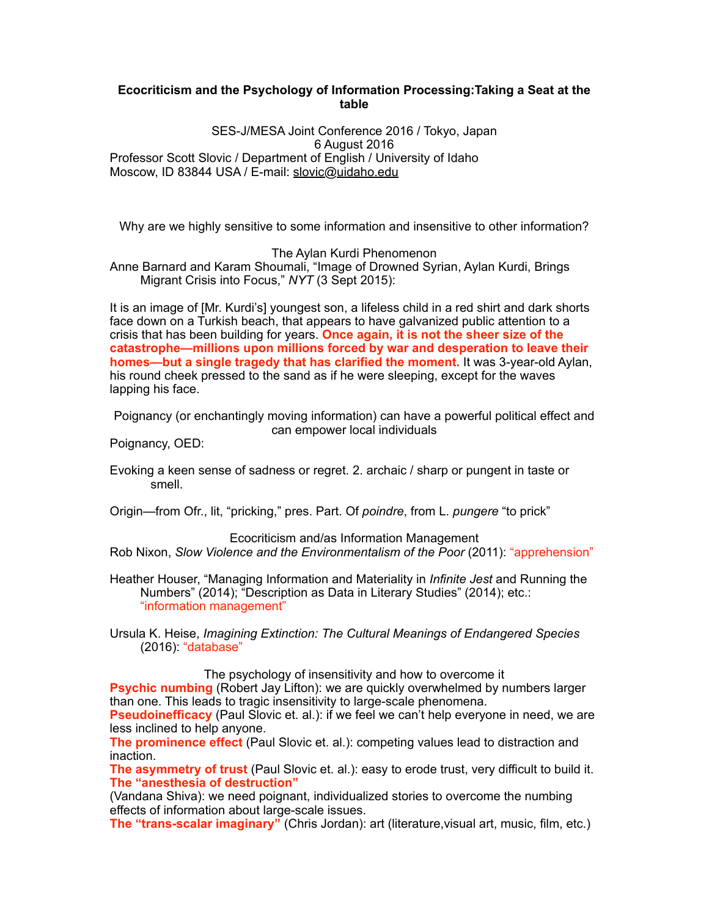# Ecocriticism and the Psychology of Information Processing:Taking a Seat at the table

SES-J/MESA Joint Conference 2016 / Tokyo, Japan
6 August 2016
Professor Scott Slovic / Department of English / University of Idaho
Moscow, ID 83844 USA / E-mail: slovic@uidaho.edu

Why are we highly sensitive to some information and insensitive to other information?

## The Aylan Kurdi Phenomenon

Anne Barnard and Karam Shoumali, "Image of Drowned Syrian, Aylan Kurdi, Brings Migrant Crisis into Focus," *NYT* (3 Sept 2015):

It is an image of [Mr. Kurdi's] youngest son, a lifeless child in a red shirt and dark shorts face down on a Turkish beach, that appears to have galvanized public attention to a crisis that has been building for years. **Once again, it is not the sheer size of the catastrophe—millions upon millions forced by war and desperation to leave their homes—but a single tragedy that has clarified the moment.** It was 3-year-old Aylan, his round cheek pressed to the sand as if he were sleeping, except for the waves lapping his face.

Poignancy (or enchantingly moving information) can have a powerful political effect and can empower local individuals

Poignancy, OED:

Evoking a keen sense of sadness or regret. 2. archaic / sharp or pungent in taste or smell.

Origin—from Ofr., lit, "pricking," pres. Part. Of *poindre*, from L. *pungere* "to prick"

## Ecocriticism and/as Information Management

Rob Nixon, *Slow Violence and the Environmentalism of the Poor* (2011): "apprehension"

Heather Houser, "Managing Information and Materiality in *Infinite Jest* and Running the Numbers" (2014); "Description as Data in Literary Studies" (2014); etc.: "information management"

Ursula K. Heise, *Imagining Extinction: The Cultural Meanings of Endangered Species* (2016): "database"

## The psychology of insensitivity and how to overcome it

**Psychic numbing** (Robert Jay Lifton): we are quickly overwhelmed by numbers larger than one. This leads to tragic insensitivity to large-scale phenomena.

**Pseudoinefficacy** (Paul Slovic et. al.): if we feel we can't help everyone in need, we are less inclined to help anyone.

**The prominence effect** (Paul Slovic et. al.): competing values lead to distraction and inaction.

**The asymmetry of trust** (Paul Slovic et. al.): easy to erode trust, very difficult to build it.

**The "anesthesia of destruction"** (Vandana Shiva): we need poignant, individualized stories to overcome the numbing effects of information about large-scale issues.

**The "trans-scalar imaginary"** (Chris Jordan): art (literature,visual art, music, film, etc.)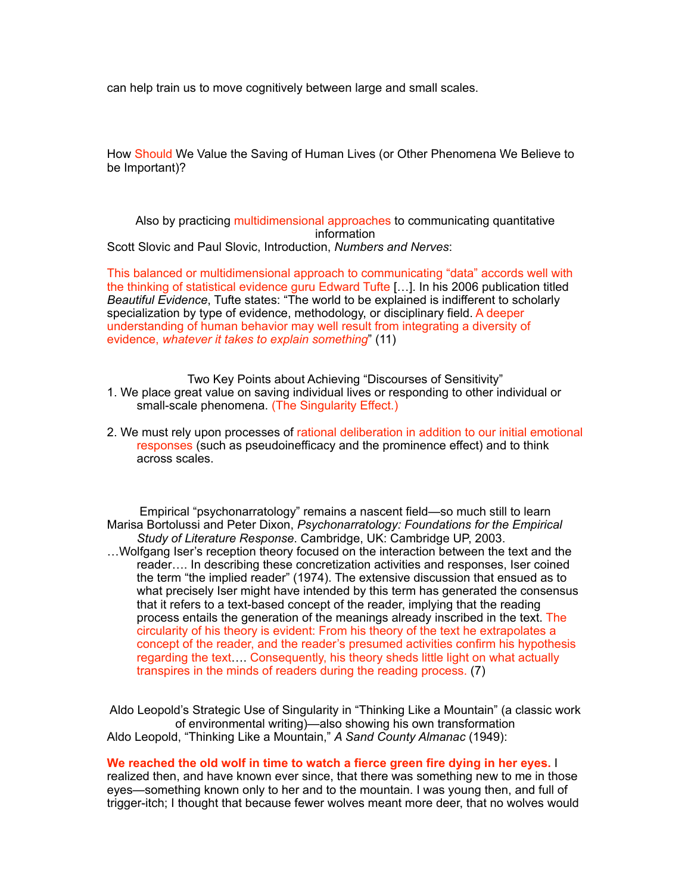can help train us to move cognitively between large and small scales.

How Should We Value the Saving of Human Lives (or Other Phenomena We Believe to be Important)?

Also by practicing multidimensional approaches to communicating quantitative information

Scott Slovic and Paul Slovic, Introduction, *Numbers and Nerves*:

This balanced or multidimensional approach to communicating "data" accords well with the thinking of statistical evidence guru Edward Tufte […]. In his 2006 publication titled *Beautiful Evidence*, Tufte states: "The world to be explained is indifferent to scholarly specialization by type of evidence, methodology, or disciplinary field. A deeper understanding of human behavior may well result from integrating a diversity of evidence, *whatever it takes to explain something*" (11)

Two Key Points about Achieving "Discourses of Sensitivity"

1. We place great value on saving individual lives or responding to other individual or small-scale phenomena. (The Singularity Effect.)

2. We must rely upon processes of rational deliberation in addition to our initial emotional responses (such as pseudoinefficacy and the prominence effect) and to think across scales.

Empirical "psychonarratology" remains a nascent field—so much still to learn

Marisa Bortolussi and Peter Dixon, *Psychonarratology: Foundations for the Empirical Study of Literature Response*. Cambridge, UK: Cambridge UP, 2003.

…Wolfgang Iser's reception theory focused on the interaction between the text and the reader…. In describing these concretization activities and responses, Iser coined the term "the implied reader" (1974). The extensive discussion that ensued as to what precisely Iser might have intended by this term has generated the consensus that it refers to a text-based concept of the reader, implying that the reading process entails the generation of the meanings already inscribed in the text. The circularity of his theory is evident: From his theory of the text he extrapolates a concept of the reader, and the reader's presumed activities confirm his hypothesis regarding the text…. Consequently, his theory sheds little light on what actually transpires in the minds of readers during the reading process. (7)

Aldo Leopold's Strategic Use of Singularity in "Thinking Like a Mountain" (a classic work of environmental writing)—also showing his own transformation

Aldo Leopold, "Thinking Like a Mountain," *A Sand County Almanac* (1949):

**We reached the old wolf in time to watch a fierce green fire dying in her eyes.** I realized then, and have known ever since, that there was something new to me in those eyes—something known only to her and to the mountain. I was young then, and full of trigger-itch; I thought that because fewer wolves meant more deer, that no wolves would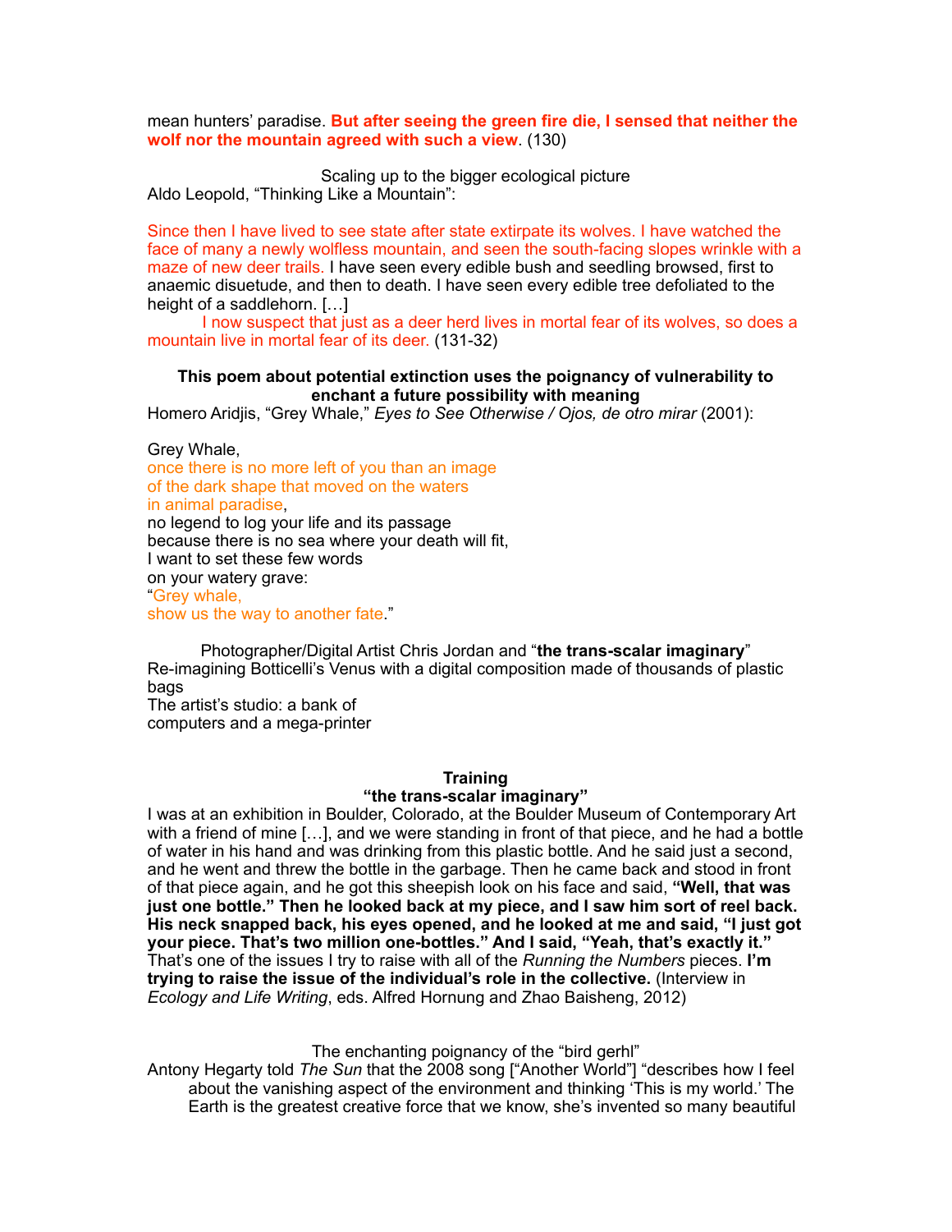mean hunters' paradise. **But after seeing the green fire die, I sensed that neither the wolf nor the mountain agreed with such a view**. (130)

Scaling up to the bigger ecological picture

Aldo Leopold, "Thinking Like a Mountain":

Since then I have lived to see state after state extirpate its wolves. I have watched the face of many a newly wolfless mountain, and seen the south-facing slopes wrinkle with a maze of new deer trails. I have seen every edible bush and seedling browsed, first to anaemic disuetude, and then to death. I have seen every edible tree defoliated to the height of a saddlehorn. […]

I now suspect that just as a deer herd lives in mortal fear of its wolves, so does a mountain live in mortal fear of its deer. (131-32)

**This poem about potential extinction uses the poignancy of vulnerability to enchant a future possibility with meaning**

Homero Aridjis, "Grey Whale," *Eyes to See Otherwise / Ojos, de otro mirar* (2001):

Grey Whale,
once there is no more left of you than an image
of the dark shape that moved on the waters
in animal paradise,
no legend to log your life and its passage
because there is no sea where your death will fit,
I want to set these few words
on your watery grave:
"Grey whale,
show us the way to another fate."

Photographer/Digital Artist Chris Jordan and "**the trans-scalar imaginary**"

Re-imagining Botticelli's Venus with a digital composition made of thousands of plastic bags

The artist's studio: a bank of computers and a mega-printer

**Training**
**"the trans-scalar imaginary"**

I was at an exhibition in Boulder, Colorado, at the Boulder Museum of Contemporary Art with a friend of mine […], and we were standing in front of that piece, and he had a bottle of water in his hand and was drinking from this plastic bottle. And he said just a second, and he went and threw the bottle in the garbage. Then he came back and stood in front of that piece again, and he got this sheepish look on his face and said, **"Well, that was just one bottle." Then he looked back at my piece, and I saw him sort of reel back. His neck snapped back, his eyes opened, and he looked at me and said, "I just got your piece. That's two million one-bottles." And I said, "Yeah, that's exactly it."** That's one of the issues I try to raise with all of the *Running the Numbers* pieces. **I'm trying to raise the issue of the individual's role in the collective.** (Interview in *Ecology and Life Writing*, eds. Alfred Hornung and Zhao Baisheng, 2012)

The enchanting poignancy of the "bird gerhl"

Antony Hegarty told *The Sun* that the 2008 song ["Another World"] "describes how I feel about the vanishing aspect of the environment and thinking 'This is my world.' The Earth is the greatest creative force that we know, she's invented so many beautiful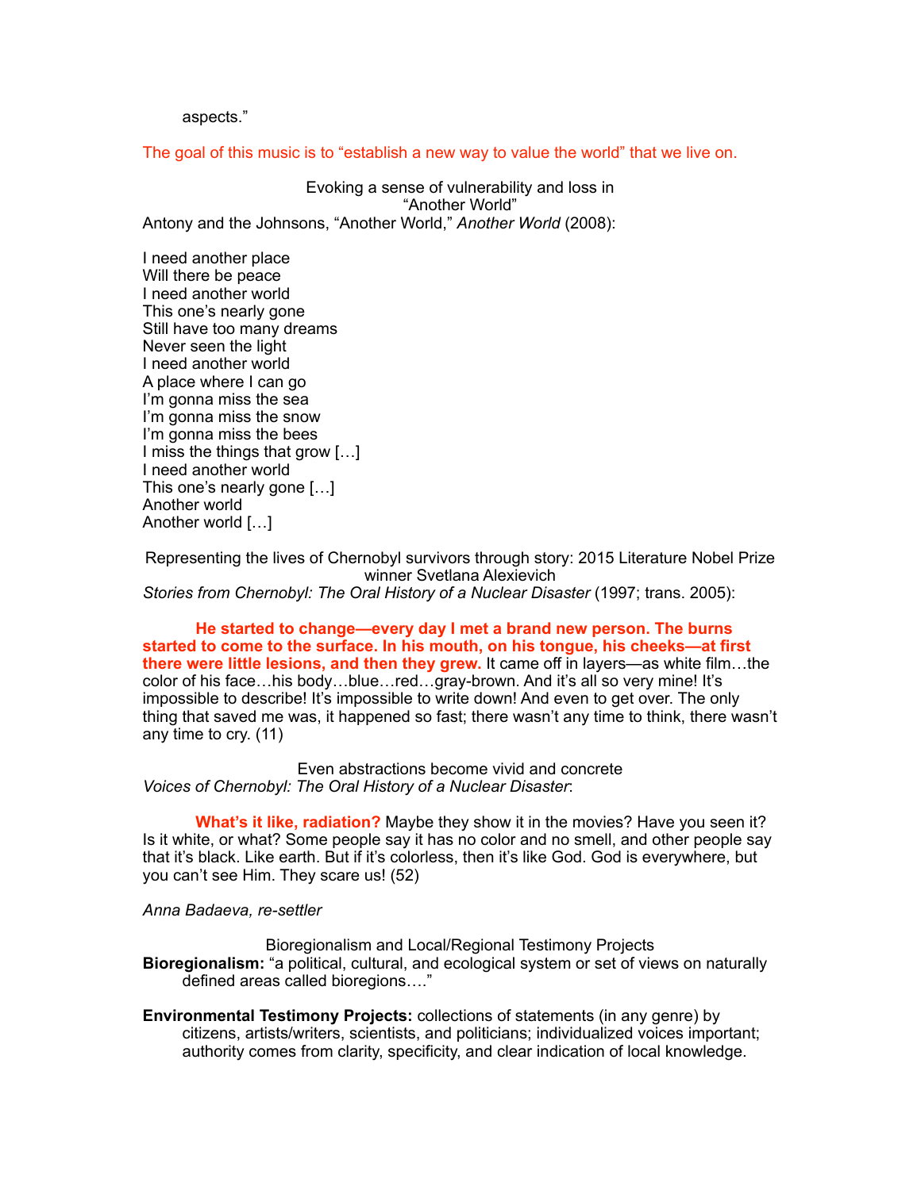aspects."

The goal of this music is to "establish a new way to value the world" that we live on.

Evoking a sense of vulnerability and loss in
"Another World"

Antony and the Johnsons, "Another World," *Another World* (2008):

I need another place
Will there be peace
I need another world
This one's nearly gone
Still have too many dreams
Never seen the light
I need another world
A place where I can go
I'm gonna miss the sea
I'm gonna miss the snow
I'm gonna miss the bees
I miss the things that grow […]
I need another world
This one's nearly gone […]
Another world
Another world […]

Representing the lives of Chernobyl survivors through story: 2015 Literature Nobel Prize winner Svetlana Alexievich

*Stories from Chernobyl: The Oral History of a Nuclear Disaster* (1997; trans. 2005):

> **He started to change—every day I met a brand new person. The burns started to come to the surface. In his mouth, on his tongue, his cheeks—at first there were little lesions, and then they grew.** It came off in layers—as white film…the color of his face…his body…blue…red…gray-brown. And it's all so very mine! It's impossible to describe! It's impossible to write down! And even to get over. The only thing that saved me was, it happened so fast; there wasn't any time to think, there wasn't any time to cry. (11)

Even abstractions become vivid and concrete

*Voices of Chernobyl: The Oral History of a Nuclear Disaster*:

> **What's it like, radiation?** Maybe they show it in the movies? Have you seen it? Is it white, or what? Some people say it has no color and no smell, and other people say that it's black. Like earth. But if it's colorless, then it's like God. God is everywhere, but you can't see Him. They scare us! (52)

*Anna Badaeva, re-settler*

Bioregionalism and Local/Regional Testimony Projects

**Bioregionalism:** "a political, cultural, and ecological system or set of views on naturally defined areas called bioregions…."

**Environmental Testimony Projects:** collections of statements (in any genre) by citizens, artists/writers, scientists, and politicians; individualized voices important; authority comes from clarity, specificity, and clear indication of local knowledge.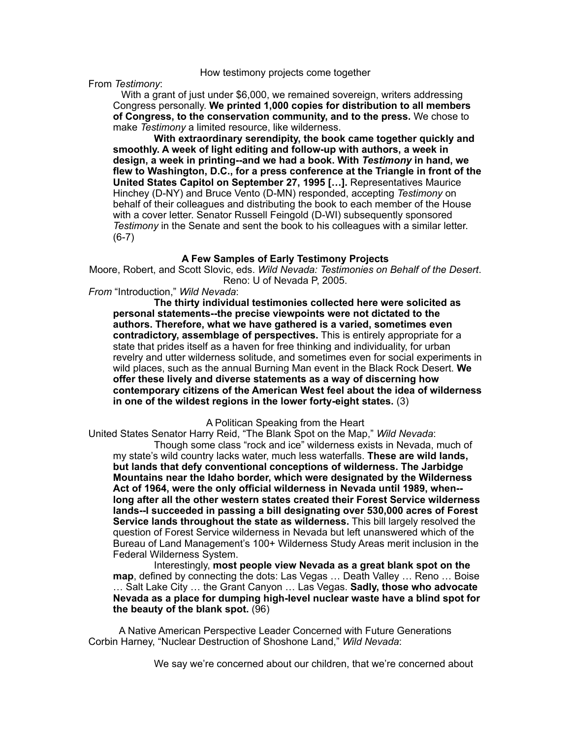How testimony projects come together

From *Testimony*:

With a grant of just under $6,000, we remained sovereign, writers addressing Congress personally. **We printed 1,000 copies for distribution to all members of Congress, to the conservation community, and to the press.** We chose to make *Testimony* a limited resource, like wilderness.

**With extraordinary serendipity, the book came together quickly and smoothly. A week of light editing and follow-up with authors, a week in design, a week in printing--and we had a book. With *Testimony* in hand, we flew to Washington, D.C., for a press conference at the Triangle in front of the United States Capitol on September 27, 1995 […].** Representatives Maurice Hinchey (D-NY) and Bruce Vento (D-MN) responded, accepting *Testimony* on behalf of their colleagues and distributing the book to each member of the House with a cover letter. Senator Russell Feingold (D-WI) subsequently sponsored *Testimony* in the Senate and sent the book to his colleagues with a similar letter. (6-7)

**A Few Samples of Early Testimony Projects**

Moore, Robert, and Scott Slovic, eds. *Wild Nevada: Testimonies on Behalf of the Desert*. Reno: U of Nevada P, 2005.

*From* "Introduction," *Wild Nevada*:

**The thirty individual testimonies collected here were solicited as personal statements--the precise viewpoints were not dictated to the authors. Therefore, what we have gathered is a varied, sometimes even contradictory, assemblage of perspectives.** This is entirely appropriate for a state that prides itself as a haven for free thinking and individuality, for urban revelry and utter wilderness solitude, and sometimes even for social experiments in wild places, such as the annual Burning Man event in the Black Rock Desert. **We offer these lively and diverse statements as a way of discerning how contemporary citizens of the American West feel about the idea of wilderness in one of the wildest regions in the lower forty-eight states.** (3)

A Politican Speaking from the Heart

United States Senator Harry Reid, "The Blank Spot on the Map," *Wild Nevada*:

Though some class "rock and ice" wilderness exists in Nevada, much of my state's wild country lacks water, much less waterfalls. **These are wild lands, but lands that defy conventional conceptions of wilderness. The Jarbidge Mountains near the Idaho border, which were designated by the Wilderness Act of 1964, were the only official wilderness in Nevada until 1989, when--long after all the other western states created their Forest Service wilderness lands--I succeeded in passing a bill designating over 530,000 acres of Forest Service lands throughout the state as wilderness.** This bill largely resolved the question of Forest Service wilderness in Nevada but left unanswered which of the Bureau of Land Management's 100+ Wilderness Study Areas merit inclusion in the Federal Wilderness System.

Interestingly, **most people view Nevada as a great blank spot on the map**, defined by connecting the dots: Las Vegas … Death Valley … Reno … Boise … Salt Lake City … the Grant Canyon … Las Vegas. **Sadly, those who advocate Nevada as a place for dumping high-level nuclear waste have a blind spot for the beauty of the blank spot.** (96)

A Native American Perspective Leader Concerned with Future Generations

Corbin Harney, "Nuclear Destruction of Shoshone Land," *Wild Nevada*:

We say we're concerned about our children, that we're concerned about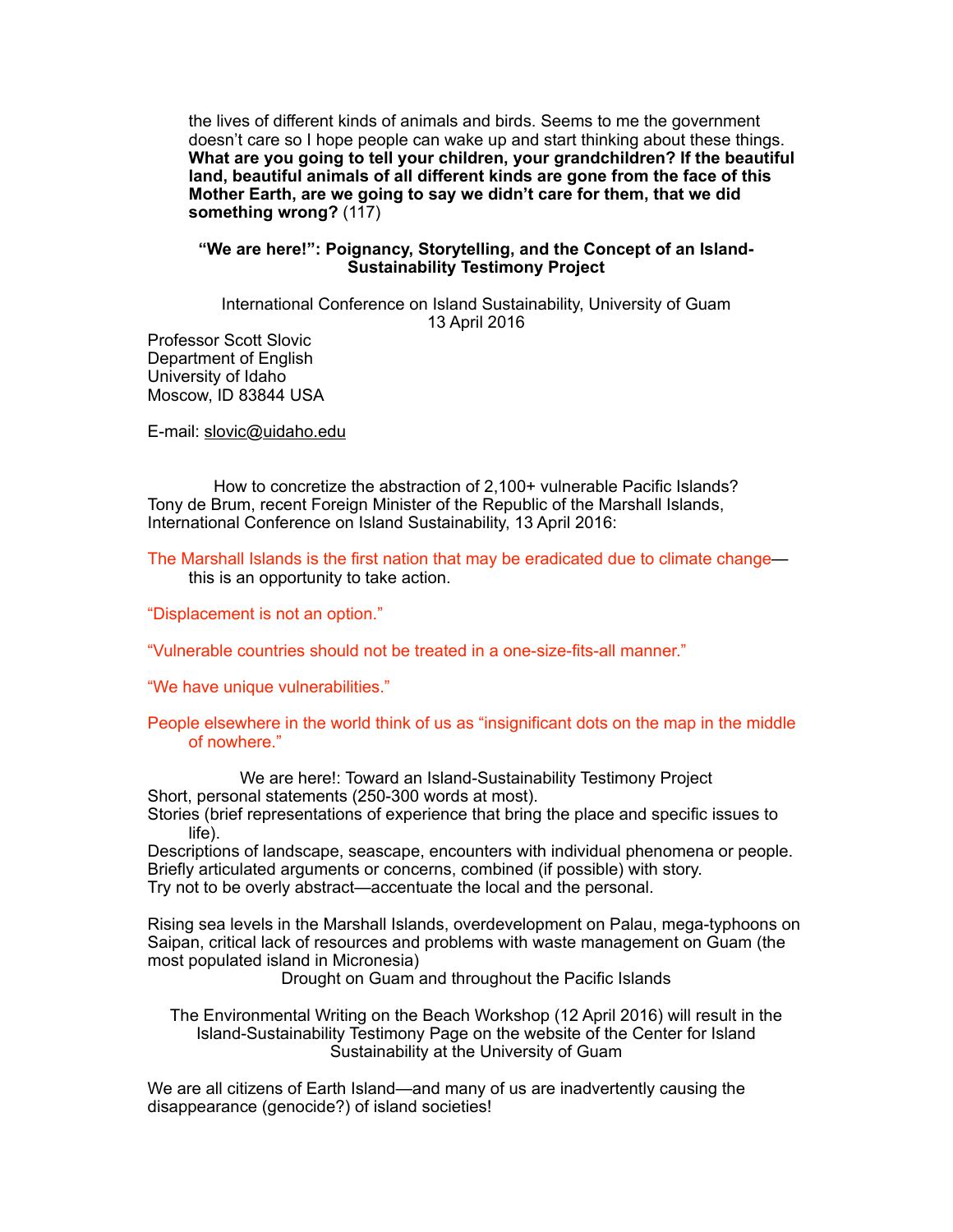the lives of different kinds of animals and birds. Seems to me the government doesn't care so I hope people can wake up and start thinking about these things. **What are you going to tell your children, your grandchildren? If the beautiful land, beautiful animals of all different kinds are gone from the face of this Mother Earth, are we going to say we didn't care for them, that we did something wrong?** (117)

## "We are here!": Poignancy, Storytelling, and the Concept of an Island-Sustainability Testimony Project

International Conference on Island Sustainability, University of Guam
13 April 2016

Professor Scott Slovic
Department of English
University of Idaho
Moscow, ID 83844 USA

E-mail: slovic@uidaho.edu

How to concretize the abstraction of 2,100+ vulnerable Pacific Islands? Tony de Brum, recent Foreign Minister of the Republic of the Marshall Islands, International Conference on Island Sustainability, 13 April 2016:

The Marshall Islands is the first nation that may be eradicated due to climate change—this is an opportunity to take action.

"Displacement is not an option."

"Vulnerable countries should not be treated in a one-size-fits-all manner."

"We have unique vulnerabilities."

People elsewhere in the world think of us as "insignificant dots on the map in the middle of nowhere."

We are here!: Toward an Island-Sustainability Testimony Project

Short, personal statements (250-300 words at most).
Stories (brief representations of experience that bring the place and specific issues to life).
Descriptions of landscape, seascape, encounters with individual phenomena or people.
Briefly articulated arguments or concerns, combined (if possible) with story.
Try not to be overly abstract—accentuate the local and the personal.

Rising sea levels in the Marshall Islands, overdevelopment on Palau, mega-typhoons on Saipan, critical lack of resources and problems with waste management on Guam (the most populated island in Micronesia)

Drought on Guam and throughout the Pacific Islands

The Environmental Writing on the Beach Workshop (12 April 2016) will result in the Island-Sustainability Testimony Page on the website of the Center for Island Sustainability at the University of Guam

We are all citizens of Earth Island—and many of us are inadvertently causing the disappearance (genocide?) of island societies!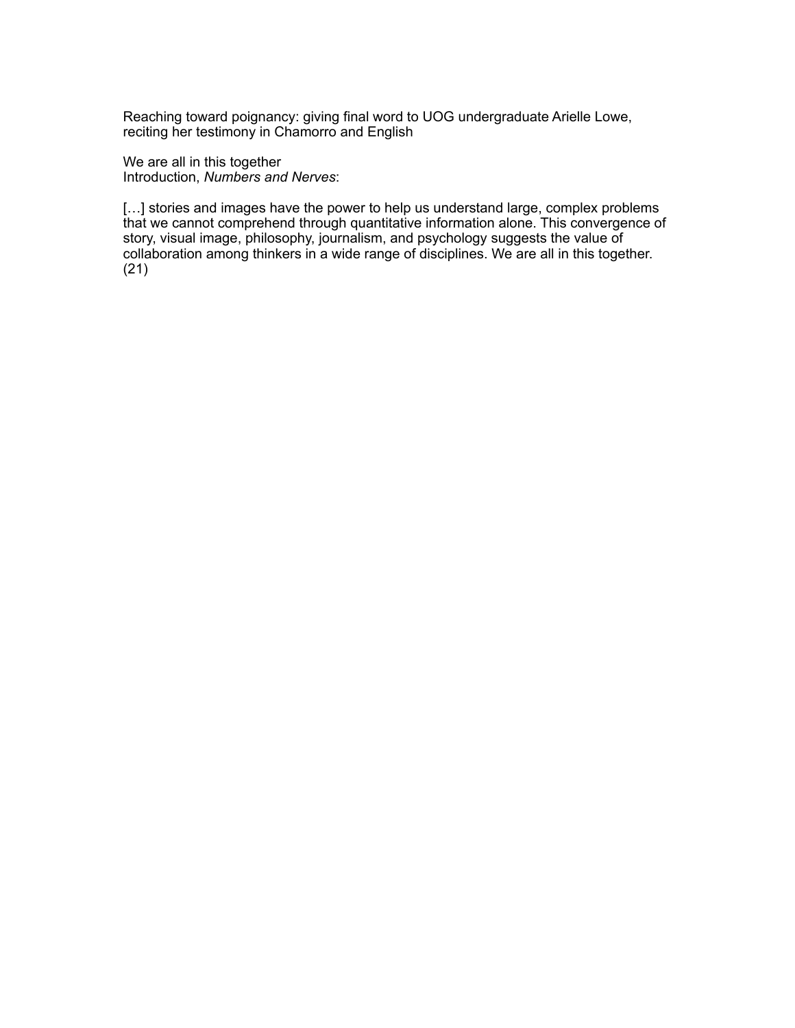Reaching toward poignancy: giving final word to UOG undergraduate Arielle Lowe, reciting her testimony in Chamorro and English

We are all in this together
Introduction, *Numbers and Nerves*:

[…] stories and images have the power to help us understand large, complex problems that we cannot comprehend through quantitative information alone. This convergence of story, visual image, philosophy, journalism, and psychology suggests the value of collaboration among thinkers in a wide range of disciplines. We are all in this together. (21)